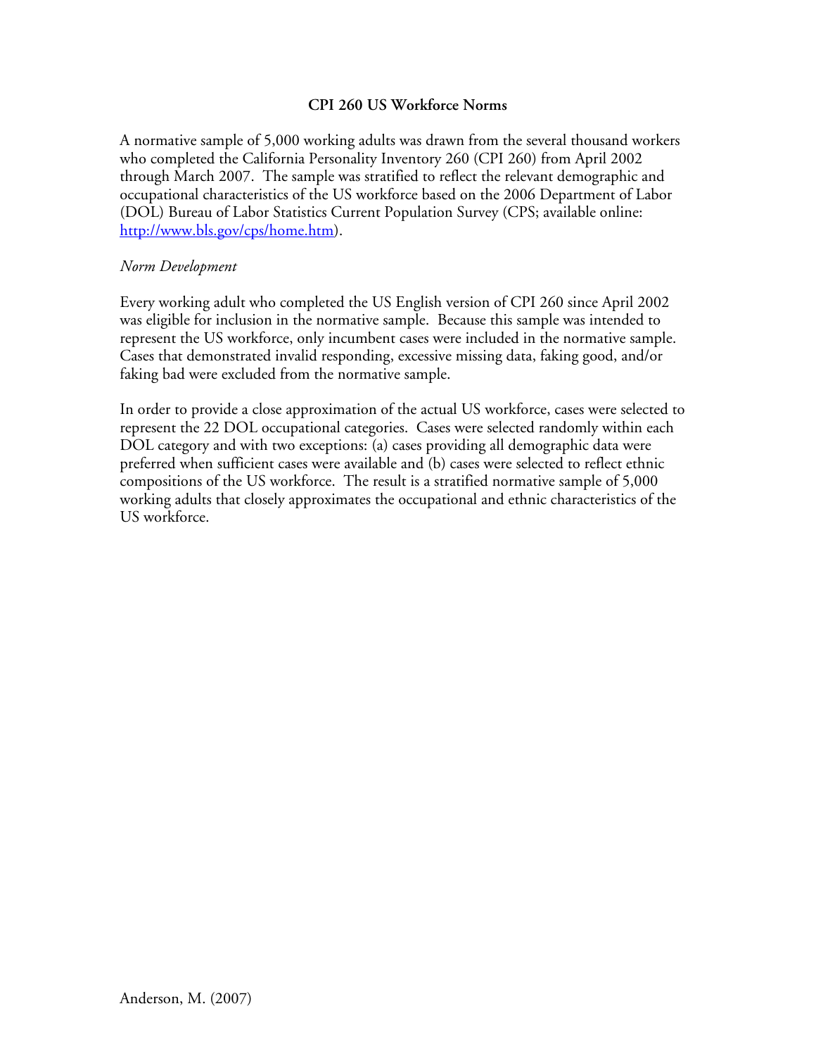# CPI 260 US Workforce Norms

A normative sample of 5,000 working adults was drawn from the several thousand workers who completed the California Personality Inventory 260 (CPI 260) from April 2002 through March 2007. The sample was stratified to reflect the relevant demographic and occupational characteristics of the US workforce based on the 2006 Department of Labor (DOL) Bureau of Labor Statistics Current Population Survey (CPS; available online: [http://www.bls.gov/cps/home.htm](http://www.bls.gov/cps/home.htm)).

*Norm Development*

Every working adult who completed the US English version of CPI 260 since April 2002 was eligible for inclusion in the normative sample. Because this sample was intended to represent the US workforce, only incumbent cases were included in the normative sample. Cases that demonstrated invalid responding, excessive missing data, faking good, and/or faking bad were excluded from the normative sample.

In order to provide a close approximation of the actual US workforce, cases were selected to represent the 22 DOL occupational categories. Cases were selected randomly within each DOL category and with two exceptions: (a) cases providing all demographic data were preferred when sufficient cases were available and (b) cases were selected to reflect ethnic compositions of the US workforce. The result is a stratified normative sample of 5,000 working adults that closely approximates the occupational and ethnic characteristics of the US workforce.

Anderson, M. (2007)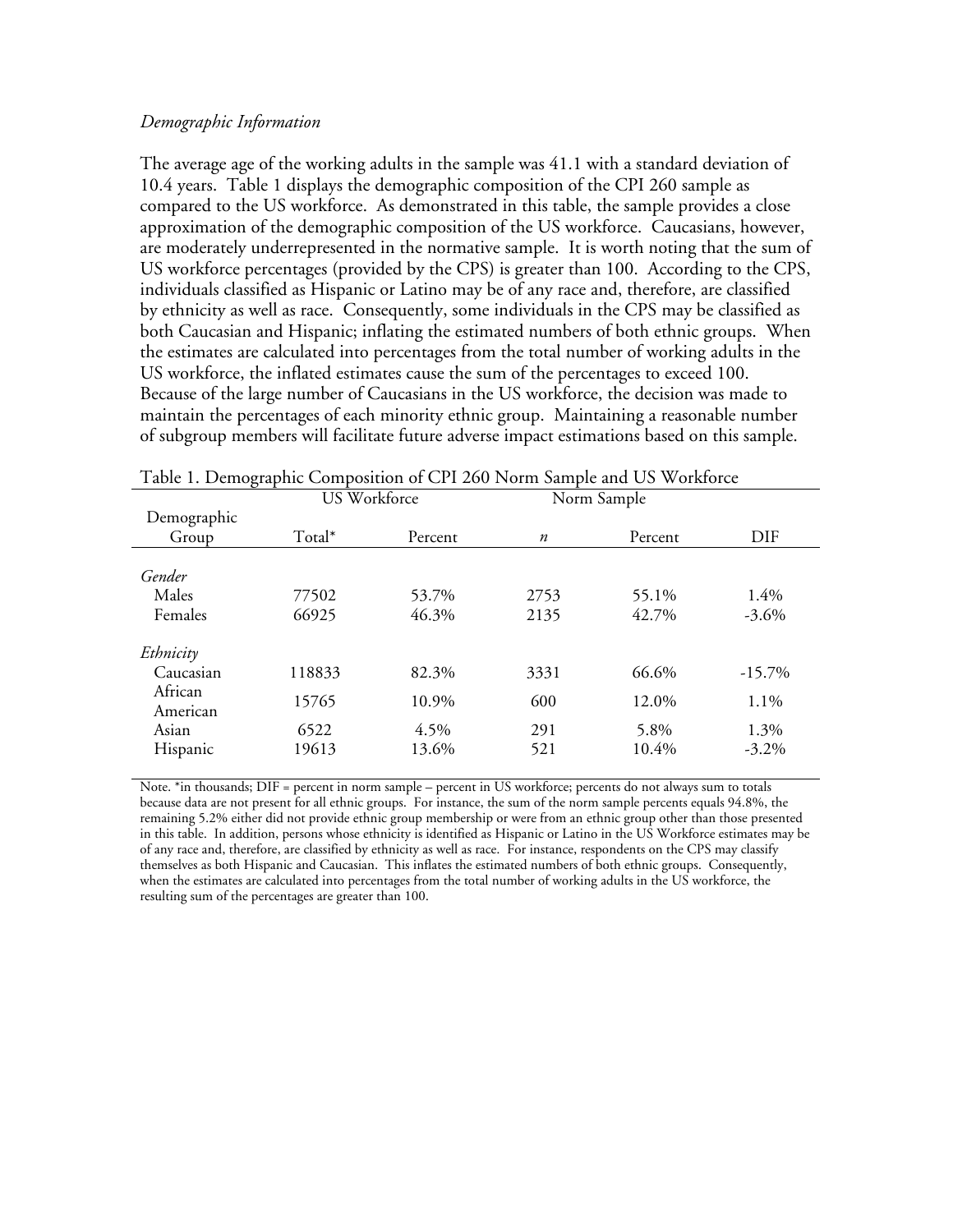*Demographic Information*

The average age of the working adults in the sample was 41.1 with a standard deviation of 10.4 years. Table 1 displays the demographic composition of the CPI 260 sample as compared to the US workforce. As demonstrated in this table, the sample provides a close approximation of the demographic composition of the US workforce. Caucasians, however, are moderately underrepresented in the normative sample. It is worth noting that the sum of US workforce percentages (provided by the CPS) is greater than 100. According to the CPS, individuals classified as Hispanic or Latino may be of any race and, therefore, are classified by ethnicity as well as race. Consequently, some individuals in the CPS may be classified as both Caucasian and Hispanic; inflating the estimated numbers of both ethnic groups. When the estimates are calculated into percentages from the total number of working adults in the US workforce, the inflated estimates cause the sum of the percentages to exceed 100. Because of the large number of Caucasians in the US workforce, the decision was made to maintain the percentages of each minority ethnic group. Maintaining a reasonable number of subgroup members will facilitate future adverse impact estimations based on this sample.

Table 1. Demographic Composition of CPI 260 Norm Sample and US Workforce

| | US Workforce | | Norm Sample | | |
|---|---|---|---|---|---|
| Demographic Group | Total* | Percent | *n* | Percent | DIF |
| *Gender* | | | | | |
| Males | 77502 | 53.7% | 2753 | 55.1% | 1.4% |
| Females | 66925 | 46.3% | 2135 | 42.7% | -3.6% |
| *Ethnicity* | | | | | |
| Caucasian | 118833 | 82.3% | 3331 | 66.6% | -15.7% |
| African American | 15765 | 10.9% | 600 | 12.0% | 1.1% |
| Asian | 6522 | 4.5% | 291 | 5.8% | 1.3% |
| Hispanic | 19613 | 13.6% | 521 | 10.4% | -3.2% |

Note. *in thousands; DIF = percent in norm sample – percent in US workforce; percents do not always sum to totals because data are not present for all ethnic groups. For instance, the sum of the norm sample percents equals 94.8%, the remaining 5.2% either did not provide ethnic group membership or were from an ethnic group other than those presented in this table. In addition, persons whose ethnicity is identified as Hispanic or Latino in the US Workforce estimates may be of any race and, therefore, are classified by ethnicity as well as race. For instance, respondents on the CPS may classify themselves as both Hispanic and Caucasian. This inflates the estimated numbers of both ethnic groups. Consequently, when the estimates are calculated into percentages from the total number of working adults in the US workforce, the resulting sum of the percentages are greater than 100.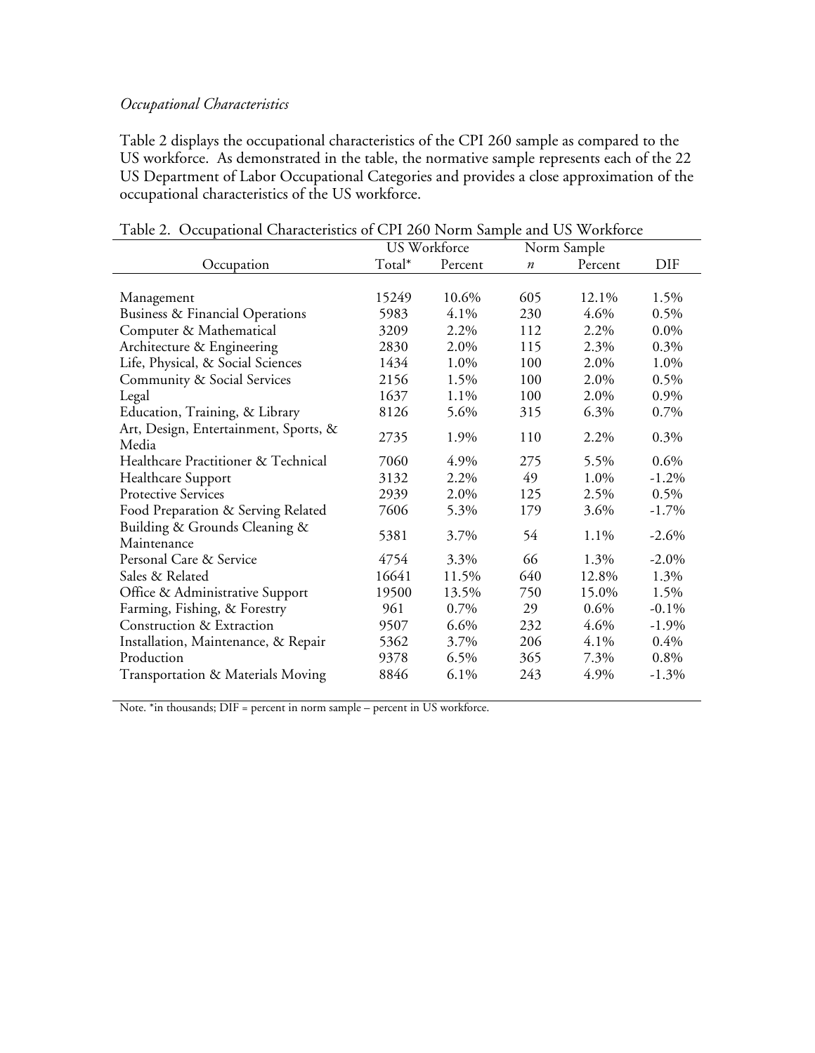*Occupational Characteristics*

Table 2 displays the occupational characteristics of the CPI 260 sample as compared to the US workforce. As demonstrated in the table, the normative sample represents each of the 22 US Department of Labor Occupational Categories and provides a close approximation of the occupational characteristics of the US workforce.

Table 2. Occupational Characteristics of CPI 260 Norm Sample and US Workforce

| | US Workforce | | Norm Sample | | |
|---|---|---|---|---|---|
| Occupation | Total* | Percent | *n* | Percent | DIF |
| Management | 15249 | 10.6% | 605 | 12.1% | 1.5% |
| Business & Financial Operations | 5983 | 4.1% | 230 | 4.6% | 0.5% |
| Computer & Mathematical | 3209 | 2.2% | 112 | 2.2% | 0.0% |
| Architecture & Engineering | 2830 | 2.0% | 115 | 2.3% | 0.3% |
| Life, Physical, & Social Sciences | 1434 | 1.0% | 100 | 2.0% | 1.0% |
| Community & Social Services | 2156 | 1.5% | 100 | 2.0% | 0.5% |
| Legal | 1637 | 1.1% | 100 | 2.0% | 0.9% |
| Education, Training, & Library | 8126 | 5.6% | 315 | 6.3% | 0.7% |
| Art, Design, Entertainment, Sports, & Media | 2735 | 1.9% | 110 | 2.2% | 0.3% |
| Healthcare Practitioner & Technical | 7060 | 4.9% | 275 | 5.5% | 0.6% |
| Healthcare Support | 3132 | 2.2% | 49 | 1.0% | -1.2% |
| Protective Services | 2939 | 2.0% | 125 | 2.5% | 0.5% |
| Food Preparation & Serving Related | 7606 | 5.3% | 179 | 3.6% | -1.7% |
| Building & Grounds Cleaning & Maintenance | 5381 | 3.7% | 54 | 1.1% | -2.6% |
| Personal Care & Service | 4754 | 3.3% | 66 | 1.3% | -2.0% |
| Sales & Related | 16641 | 11.5% | 640 | 12.8% | 1.3% |
| Office & Administrative Support | 19500 | 13.5% | 750 | 15.0% | 1.5% |
| Farming, Fishing, & Forestry | 961 | 0.7% | 29 | 0.6% | -0.1% |
| Construction & Extraction | 9507 | 6.6% | 232 | 4.6% | -1.9% |
| Installation, Maintenance, & Repair | 5362 | 3.7% | 206 | 4.1% | 0.4% |
| Production | 9378 | 6.5% | 365 | 7.3% | 0.8% |
| Transportation & Materials Moving | 8846 | 6.1% | 243 | 4.9% | -1.3% |

Note. *in thousands; DIF = percent in norm sample – percent in US workforce.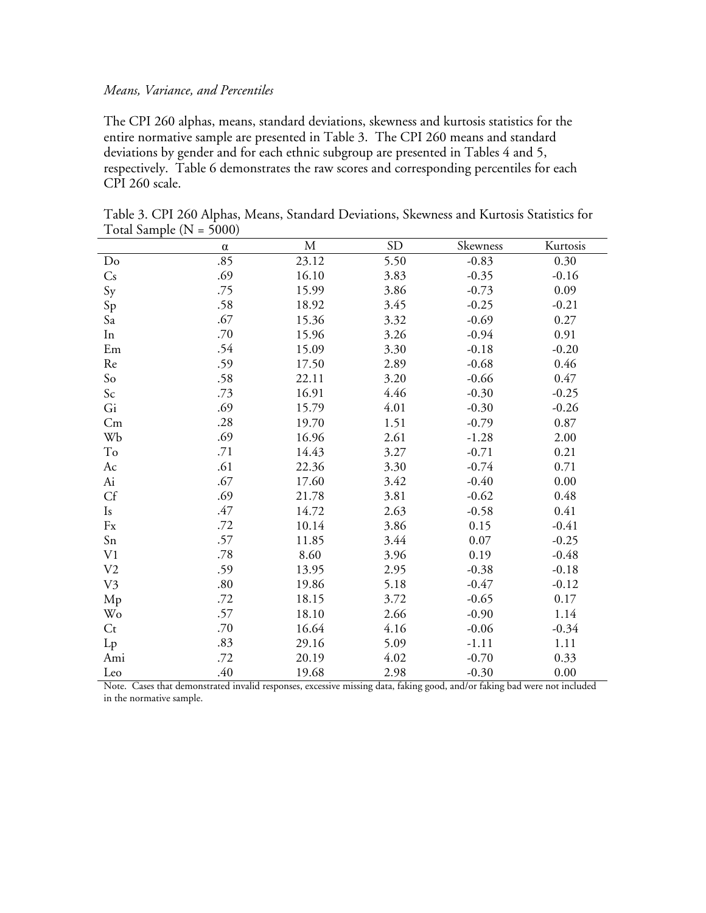*Means, Variance, and Percentiles*

The CPI 260 alphas, means, standard deviations, skewness and kurtosis statistics for the entire normative sample are presented in Table 3. The CPI 260 means and standard deviations by gender and for each ethnic subgroup are presented in Tables 4 and 5, respectively. Table 6 demonstrates the raw scores and corresponding percentiles for each CPI 260 scale.

Table 3. CPI 260 Alphas, Means, Standard Deviations, Skewness and Kurtosis Statistics for Total Sample (N = 5000)

| | α | M | SD | Skewness | Kurtosis |
|---|---|---|---|---|---|
| Do | .85 | 23.12 | 5.50 | -0.83 | 0.30 |
| Cs | .69 | 16.10 | 3.83 | -0.35 | -0.16 |
| Sy | .75 | 15.99 | 3.86 | -0.73 | 0.09 |
| Sp | .58 | 18.92 | 3.45 | -0.25 | -0.21 |
| Sa | .67 | 15.36 | 3.32 | -0.69 | 0.27 |
| In | .70 | 15.96 | 3.26 | -0.94 | 0.91 |
| Em | .54 | 15.09 | 3.30 | -0.18 | -0.20 |
| Re | .59 | 17.50 | 2.89 | -0.68 | 0.46 |
| So | .58 | 22.11 | 3.20 | -0.66 | 0.47 |
| Sc | .73 | 16.91 | 4.46 | -0.30 | -0.25 |
| Gi | .69 | 15.79 | 4.01 | -0.30 | -0.26 |
| Cm | .28 | 19.70 | 1.51 | -0.79 | 0.87 |
| Wb | .69 | 16.96 | 2.61 | -1.28 | 2.00 |
| To | .71 | 14.43 | 3.27 | -0.71 | 0.21 |
| Ac | .61 | 22.36 | 3.30 | -0.74 | 0.71 |
| Ai | .67 | 17.60 | 3.42 | -0.40 | 0.00 |
| Cf | .69 | 21.78 | 3.81 | -0.62 | 0.48 |
| Is | .47 | 14.72 | 2.63 | -0.58 | 0.41 |
| Fx | .72 | 10.14 | 3.86 | 0.15 | -0.41 |
| Sn | .57 | 11.85 | 3.44 | 0.07 | -0.25 |
| V1 | .78 | 8.60 | 3.96 | 0.19 | -0.48 |
| V2 | .59 | 13.95 | 2.95 | -0.38 | -0.18 |
| V3 | .80 | 19.86 | 5.18 | -0.47 | -0.12 |
| Mp | .72 | 18.15 | 3.72 | -0.65 | 0.17 |
| Wo | .57 | 18.10 | 2.66 | -0.90 | 1.14 |
| Ct | .70 | 16.64 | 4.16 | -0.06 | -0.34 |
| Lp | .83 | 29.16 | 5.09 | -1.11 | 1.11 |
| Ami | .72 | 20.19 | 4.02 | -0.70 | 0.33 |
| Leo | .40 | 19.68 | 2.98 | -0.30 | 0.00 |

Note. Cases that demonstrated invalid responses, excessive missing data, faking good, and/or faking bad were not included in the normative sample.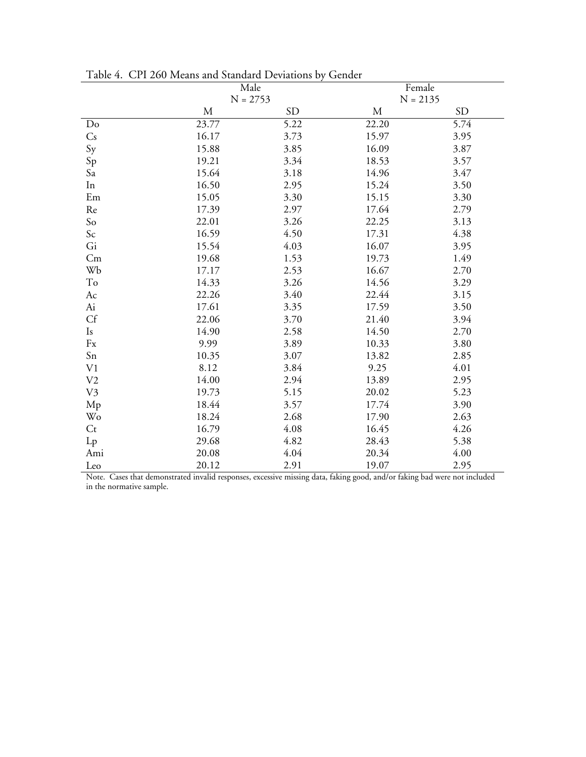Table 4. CPI 260 Means and Standard Deviations by Gender

| | Male N = 2753 | | Female N = 2135 | |
|---|---|---|---|---|
| | M | SD | M | SD |
| Do | 23.77 | 5.22 | 22.20 | 5.74 |
| Cs | 16.17 | 3.73 | 15.97 | 3.95 |
| Sy | 15.88 | 3.85 | 16.09 | 3.87 |
| Sp | 19.21 | 3.34 | 18.53 | 3.57 |
| Sa | 15.64 | 3.18 | 14.96 | 3.47 |
| In | 16.50 | 2.95 | 15.24 | 3.50 |
| Em | 15.05 | 3.30 | 15.15 | 3.30 |
| Re | 17.39 | 2.97 | 17.64 | 2.79 |
| So | 22.01 | 3.26 | 22.25 | 3.13 |
| Sc | 16.59 | 4.50 | 17.31 | 4.38 |
| Gi | 15.54 | 4.03 | 16.07 | 3.95 |
| Cm | 19.68 | 1.53 | 19.73 | 1.49 |
| Wb | 17.17 | 2.53 | 16.67 | 2.70 |
| To | 14.33 | 3.26 | 14.56 | 3.29 |
| Ac | 22.26 | 3.40 | 22.44 | 3.15 |
| Ai | 17.61 | 3.35 | 17.59 | 3.50 |
| Cf | 22.06 | 3.70 | 21.40 | 3.94 |
| Is | 14.90 | 2.58 | 14.50 | 2.70 |
| Fx | 9.99 | 3.89 | 10.33 | 3.80 |
| Sn | 10.35 | 3.07 | 13.82 | 2.85 |
| V1 | 8.12 | 3.84 | 9.25 | 4.01 |
| V2 | 14.00 | 2.94 | 13.89 | 2.95 |
| V3 | 19.73 | 5.15 | 20.02 | 5.23 |
| Mp | 18.44 | 3.57 | 17.74 | 3.90 |
| Wo | 18.24 | 2.68 | 17.90 | 2.63 |
| Ct | 16.79 | 4.08 | 16.45 | 4.26 |
| Lp | 29.68 | 4.82 | 28.43 | 5.38 |
| Ami | 20.08 | 4.04 | 20.34 | 4.00 |
| Leo | 20.12 | 2.91 | 19.07 | 2.95 |

Note. Cases that demonstrated invalid responses, excessive missing data, faking good, and/or faking bad were not included in the normative sample.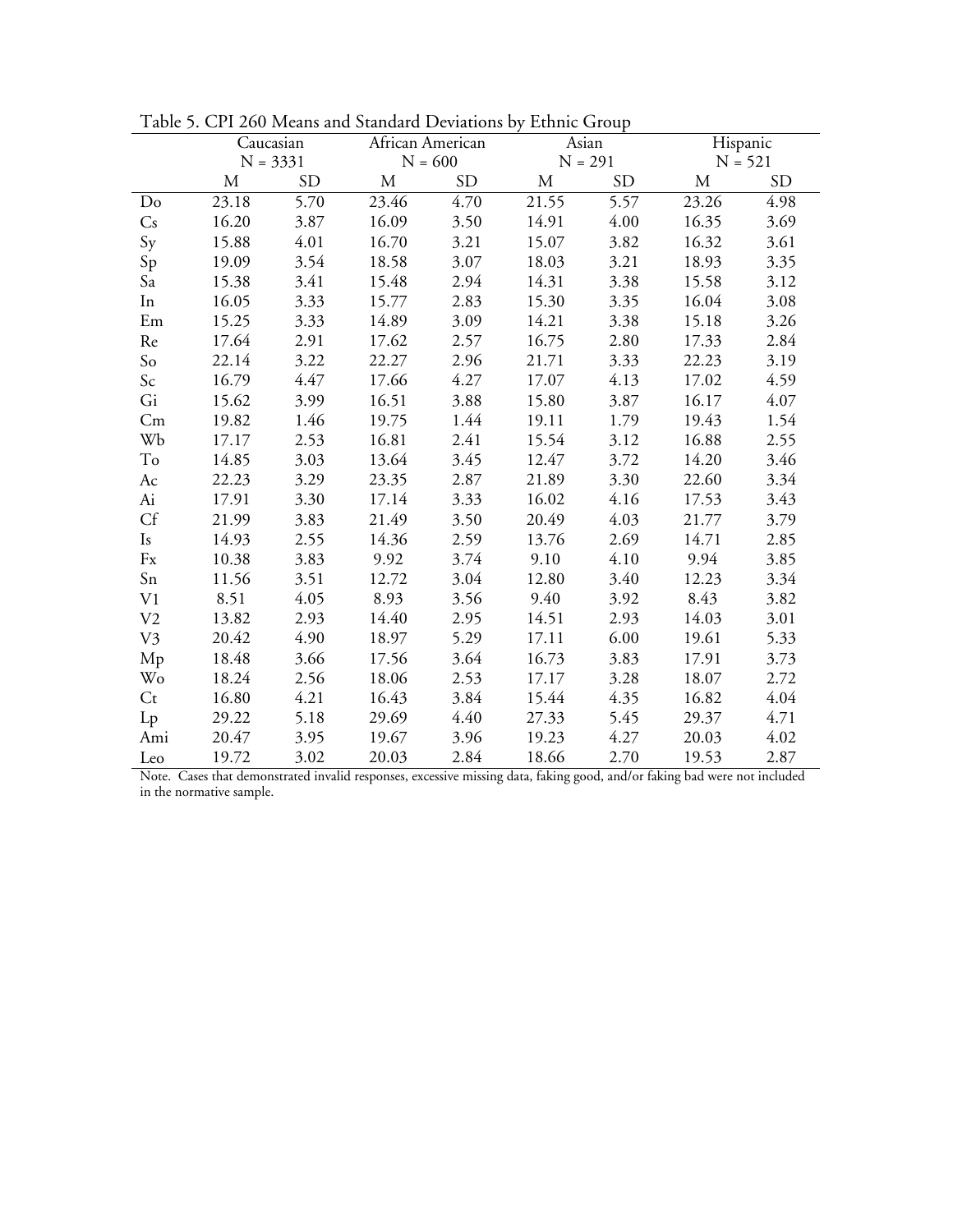Table 5. CPI 260 Means and Standard Deviations by Ethnic Group

| | Caucasian N = 3331 | | African American N = 600 | | Asian N = 291 | | Hispanic N = 521 | |
|---|---|---|---|---|---|---|---|---|
| | M | SD | M | SD | M | SD | M | SD |
| Do | 23.18 | 5.70 | 23.46 | 4.70 | 21.55 | 5.57 | 23.26 | 4.98 |
| Cs | 16.20 | 3.87 | 16.09 | 3.50 | 14.91 | 4.00 | 16.35 | 3.69 |
| Sy | 15.88 | 4.01 | 16.70 | 3.21 | 15.07 | 3.82 | 16.32 | 3.61 |
| Sp | 19.09 | 3.54 | 18.58 | 3.07 | 18.03 | 3.21 | 18.93 | 3.35 |
| Sa | 15.38 | 3.41 | 15.48 | 2.94 | 14.31 | 3.38 | 15.58 | 3.12 |
| In | 16.05 | 3.33 | 15.77 | 2.83 | 15.30 | 3.35 | 16.04 | 3.08 |
| Em | 15.25 | 3.33 | 14.89 | 3.09 | 14.21 | 3.38 | 15.18 | 3.26 |
| Re | 17.64 | 2.91 | 17.62 | 2.57 | 16.75 | 2.80 | 17.33 | 2.84 |
| So | 22.14 | 3.22 | 22.27 | 2.96 | 21.71 | 3.33 | 22.23 | 3.19 |
| Sc | 16.79 | 4.47 | 17.66 | 4.27 | 17.07 | 4.13 | 17.02 | 4.59 |
| Gi | 15.62 | 3.99 | 16.51 | 3.88 | 15.80 | 3.87 | 16.17 | 4.07 |
| Cm | 19.82 | 1.46 | 19.75 | 1.44 | 19.11 | 1.79 | 19.43 | 1.54 |
| Wb | 17.17 | 2.53 | 16.81 | 2.41 | 15.54 | 3.12 | 16.88 | 2.55 |
| To | 14.85 | 3.03 | 13.64 | 3.45 | 12.47 | 3.72 | 14.20 | 3.46 |
| Ac | 22.23 | 3.29 | 23.35 | 2.87 | 21.89 | 3.30 | 22.60 | 3.34 |
| Ai | 17.91 | 3.30 | 17.14 | 3.33 | 16.02 | 4.16 | 17.53 | 3.43 |
| Cf | 21.99 | 3.83 | 21.49 | 3.50 | 20.49 | 4.03 | 21.77 | 3.79 |
| Is | 14.93 | 2.55 | 14.36 | 2.59 | 13.76 | 2.69 | 14.71 | 2.85 |
| Fx | 10.38 | 3.83 | 9.92 | 3.74 | 9.10 | 4.10 | 9.94 | 3.85 |
| Sn | 11.56 | 3.51 | 12.72 | 3.04 | 12.80 | 3.40 | 12.23 | 3.34 |
| V1 | 8.51 | 4.05 | 8.93 | 3.56 | 9.40 | 3.92 | 8.43 | 3.82 |
| V2 | 13.82 | 2.93 | 14.40 | 2.95 | 14.51 | 2.93 | 14.03 | 3.01 |
| V3 | 20.42 | 4.90 | 18.97 | 5.29 | 17.11 | 6.00 | 19.61 | 5.33 |
| Mp | 18.48 | 3.66 | 17.56 | 3.64 | 16.73 | 3.83 | 17.91 | 3.73 |
| Wo | 18.24 | 2.56 | 18.06 | 2.53 | 17.17 | 3.28 | 18.07 | 2.72 |
| Ct | 16.80 | 4.21 | 16.43 | 3.84 | 15.44 | 4.35 | 16.82 | 4.04 |
| Lp | 29.22 | 5.18 | 29.69 | 4.40 | 27.33 | 5.45 | 29.37 | 4.71 |
| Ami | 20.47 | 3.95 | 19.67 | 3.96 | 19.23 | 4.27 | 20.03 | 4.02 |
| Leo | 19.72 | 3.02 | 20.03 | 2.84 | 18.66 | 2.70 | 19.53 | 2.87 |

Note. Cases that demonstrated invalid responses, excessive missing data, faking good, and/or faking bad were not included in the normative sample.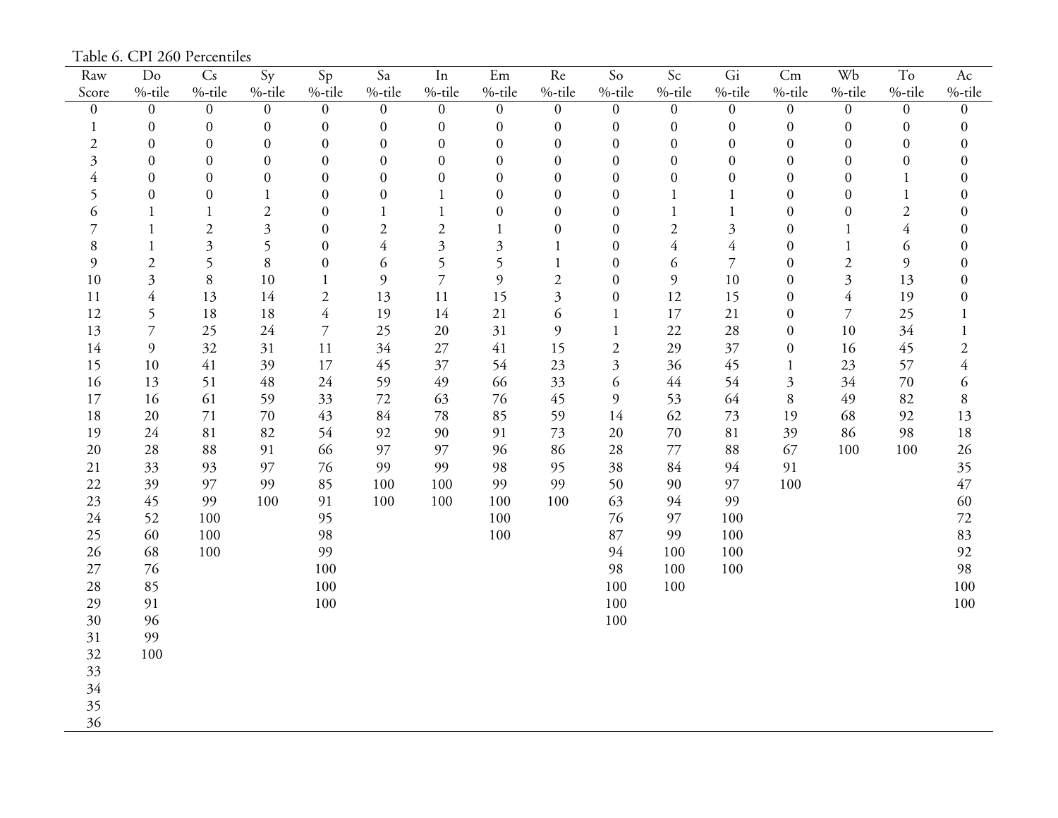Table 6. CPI 260 Percentiles

| Raw Score | Do %-tile | Cs %-tile | Sy %-tile | Sp %-tile | Sa %-tile | In %-tile | Em %-tile | Re %-tile | So %-tile | Sc %-tile | Gi %-tile | Cm %-tile | Wb %-tile | To %-tile | Ac %-tile |
|---|---|---|---|---|---|---|---|---|---|---|---|---|---|---|---|
| 0 | 0 | 0 | 0 | 0 | 0 | 0 | 0 | 0 | 0 | 0 | 0 | 0 | 0 | 0 | 0 |
| 1 | 0 | 0 | 0 | 0 | 0 | 0 | 0 | 0 | 0 | 0 | 0 | 0 | 0 | 0 | 0 |
| 2 | 0 | 0 | 0 | 0 | 0 | 0 | 0 | 0 | 0 | 0 | 0 | 0 | 0 | 0 | 0 |
| 3 | 0 | 0 | 0 | 0 | 0 | 0 | 0 | 0 | 0 | 0 | 0 | 0 | 0 | 0 | 0 |
| 4 | 0 | 0 | 0 | 0 | 0 | 0 | 0 | 0 | 0 | 0 | 0 | 0 | 0 | 1 | 0 |
| 5 | 0 | 0 | 1 | 0 | 0 | 1 | 0 | 0 | 0 | 1 | 1 | 0 | 0 | 1 | 0 |
| 6 | 1 | 1 | 2 | 0 | 1 | 1 | 0 | 0 | 0 | 1 | 1 | 0 | 0 | 2 | 0 |
| 7 | 1 | 2 | 3 | 0 | 2 | 2 | 1 | 0 | 0 | 2 | 3 | 0 | 1 | 4 | 0 |
| 8 | 1 | 3 | 5 | 0 | 4 | 3 | 3 | 1 | 0 | 4 | 4 | 0 | 1 | 6 | 0 |
| 9 | 2 | 5 | 8 | 0 | 6 | 5 | 5 | 1 | 0 | 6 | 7 | 0 | 2 | 9 | 0 |
| 10 | 3 | 8 | 10 | 1 | 9 | 7 | 9 | 2 | 0 | 9 | 10 | 0 | 3 | 13 | 0 |
| 11 | 4 | 13 | 14 | 2 | 13 | 11 | 15 | 3 | 0 | 12 | 15 | 0 | 4 | 19 | 0 |
| 12 | 5 | 18 | 18 | 4 | 19 | 14 | 21 | 6 | 1 | 17 | 21 | 0 | 7 | 25 | 1 |
| 13 | 7 | 25 | 24 | 7 | 25 | 20 | 31 | 9 | 1 | 22 | 28 | 0 | 10 | 34 | 1 |
| 14 | 9 | 32 | 31 | 11 | 34 | 27 | 41 | 15 | 2 | 29 | 37 | 0 | 16 | 45 | 2 |
| 15 | 10 | 41 | 39 | 17 | 45 | 37 | 54 | 23 | 3 | 36 | 45 | 1 | 23 | 57 | 4 |
| 16 | 13 | 51 | 48 | 24 | 59 | 49 | 66 | 33 | 6 | 44 | 54 | 3 | 34 | 70 | 6 |
| 17 | 16 | 61 | 59 | 33 | 72 | 63 | 76 | 45 | 9 | 53 | 64 | 8 | 49 | 82 | 8 |
| 18 | 20 | 71 | 70 | 43 | 84 | 78 | 85 | 59 | 14 | 62 | 73 | 19 | 68 | 92 | 13 |
| 19 | 24 | 81 | 82 | 54 | 92 | 90 | 91 | 73 | 20 | 70 | 81 | 39 | 86 | 98 | 18 |
| 20 | 28 | 88 | 91 | 66 | 97 | 97 | 96 | 86 | 28 | 77 | 88 | 67 | 100 | 100 | 26 |
| 21 | 33 | 93 | 97 | 76 | 99 | 99 | 98 | 95 | 38 | 84 | 94 | 91 | | | 35 |
| 22 | 39 | 97 | 99 | 85 | 100 | 100 | 99 | 99 | 50 | 90 | 97 | 100 | | | 47 |
| 23 | 45 | 99 | 100 | 91 | 100 | 100 | 100 | 100 | 63 | 94 | 99 | | | | 60 |
| 24 | 52 | 100 | | 95 | | | 100 | | 76 | 97 | 100 | | | | 72 |
| 25 | 60 | 100 | | 98 | | | 100 | | 87 | 99 | 100 | | | | 83 |
| 26 | 68 | 100 | | 99 | | | | | 94 | 100 | 100 | | | | 92 |
| 27 | 76 | | | 100 | | | | | 98 | 100 | 100 | | | | 98 |
| 28 | 85 | | | 100 | | | | | 100 | 100 | | | | | 100 |
| 29 | 91 | | | 100 | | | | | 100 | | | | | | 100 |
| 30 | 96 | | | | | | | | 100 | | | | | | |
| 31 | 99 | | | | | | | | | | | | | | |
| 32 | 100 | | | | | | | | | | | | | | |
| 33 | | | | | | | | | | | | | | | |
| 34 | | | | | | | | | | | | | | | |
| 35 | | | | | | | | | | | | | | | |
| 36 | | | | | | | | | | | | | | | |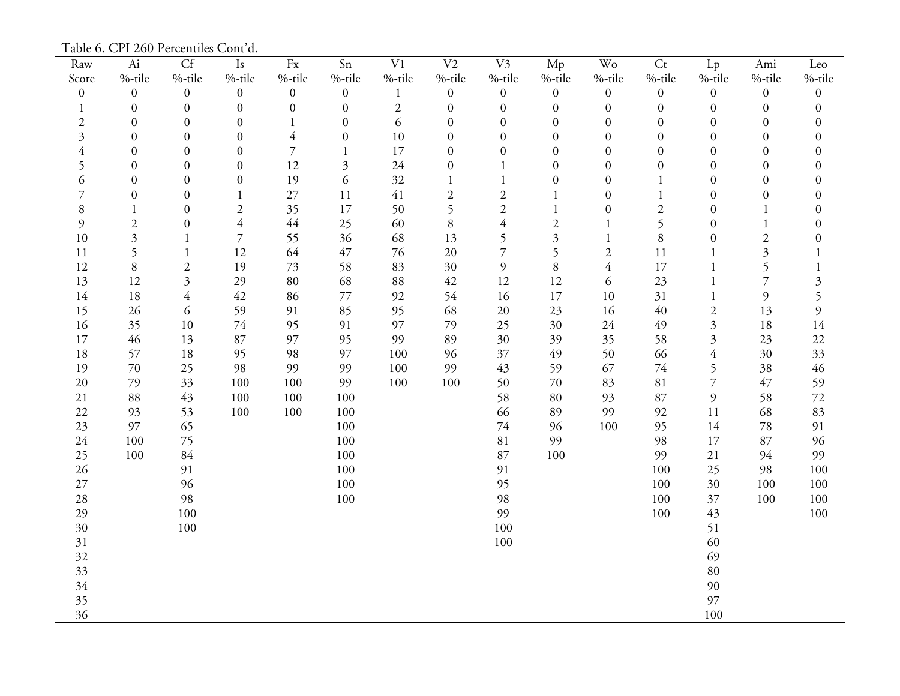Table 6. CPI 260 Percentiles Cont'd.

| Raw Score | Ai %-tile | Cf %-tile | Is %-tile | Fx %-tile | Sn %-tile | V1 %-tile | V2 %-tile | V3 %-tile | Mp %-tile | Wo %-tile | Ct %-tile | Lp %-tile | Ami %-tile | Leo %-tile |
|---|---|---|---|---|---|---|---|---|---|---|---|---|---|---|
| 0 | 0 | 0 | 0 | 0 | 0 | 1 | 0 | 0 | 0 | 0 | 0 | 0 | 0 | 0 |
| 1 | 0 | 0 | 0 | 0 | 0 | 2 | 0 | 0 | 0 | 0 | 0 | 0 | 0 | 0 |
| 2 | 0 | 0 | 0 | 1 | 0 | 6 | 0 | 0 | 0 | 0 | 0 | 0 | 0 | 0 |
| 3 | 0 | 0 | 0 | 4 | 0 | 10 | 0 | 0 | 0 | 0 | 0 | 0 | 0 | 0 |
| 4 | 0 | 0 | 0 | 7 | 1 | 17 | 0 | 0 | 0 | 0 | 0 | 0 | 0 | 0 |
| 5 | 0 | 0 | 0 | 12 | 3 | 24 | 0 | 1 | 0 | 0 | 0 | 0 | 0 | 0 |
| 6 | 0 | 0 | 0 | 19 | 6 | 32 | 1 | 1 | 0 | 0 | 1 | 0 | 0 | 0 |
| 7 | 0 | 0 | 1 | 27 | 11 | 41 | 2 | 2 | 1 | 0 | 1 | 0 | 0 | 0 |
| 8 | 1 | 0 | 2 | 35 | 17 | 50 | 5 | 2 | 1 | 0 | 2 | 0 | 1 | 0 |
| 9 | 2 | 0 | 4 | 44 | 25 | 60 | 8 | 4 | 2 | 1 | 5 | 0 | 1 | 0 |
| 10 | 3 | 1 | 7 | 55 | 36 | 68 | 13 | 5 | 3 | 1 | 8 | 0 | 2 | 0 |
| 11 | 5 | 1 | 12 | 64 | 47 | 76 | 20 | 7 | 5 | 2 | 11 | 1 | 3 | 1 |
| 12 | 8 | 2 | 19 | 73 | 58 | 83 | 30 | 9 | 8 | 4 | 17 | 1 | 5 | 1 |
| 13 | 12 | 3 | 29 | 80 | 68 | 88 | 42 | 12 | 12 | 6 | 23 | 1 | 7 | 3 |
| 14 | 18 | 4 | 42 | 86 | 77 | 92 | 54 | 16 | 17 | 10 | 31 | 1 | 9 | 5 |
| 15 | 26 | 6 | 59 | 91 | 85 | 95 | 68 | 20 | 23 | 16 | 40 | 2 | 13 | 9 |
| 16 | 35 | 10 | 74 | 95 | 91 | 97 | 79 | 25 | 30 | 24 | 49 | 3 | 18 | 14 |
| 17 | 46 | 13 | 87 | 97 | 95 | 99 | 89 | 30 | 39 | 35 | 58 | 3 | 23 | 22 |
| 18 | 57 | 18 | 95 | 98 | 97 | 100 | 96 | 37 | 49 | 50 | 66 | 4 | 30 | 33 |
| 19 | 70 | 25 | 98 | 99 | 99 | 100 | 99 | 43 | 59 | 67 | 74 | 5 | 38 | 46 |
| 20 | 79 | 33 | 100 | 100 | 99 | 100 | 100 | 50 | 70 | 83 | 81 | 7 | 47 | 59 |
| 21 | 88 | 43 | 100 | 100 | 100 | | | 58 | 80 | 93 | 87 | 9 | 58 | 72 |
| 22 | 93 | 53 | 100 | 100 | 100 | | | 66 | 89 | 99 | 92 | 11 | 68 | 83 |
| 23 | 97 | 65 | | | 100 | | | 74 | 96 | 100 | 95 | 14 | 78 | 91 |
| 24 | 100 | 75 | | | 100 | | | 81 | 99 | | 98 | 17 | 87 | 96 |
| 25 | 100 | 84 | | | 100 | | | 87 | 100 | | 99 | 21 | 94 | 99 |
| 26 | | 91 | | | 100 | | | 91 | | | 100 | 25 | 98 | 100 |
| 27 | | 96 | | | 100 | | | 95 | | | 100 | 30 | 100 | 100 |
| 28 | | 98 | | | 100 | | | 98 | | | 100 | 37 | 100 | 100 |
| 29 | | 100 | | | | | | 99 | | | 100 | 43 | | 100 |
| 30 | | 100 | | | | | | 100 | | | | 51 | | |
| 31 | | | | | | | | 100 | | | | 60 | | |
| 32 | | | | | | | | | | | | 69 | | |
| 33 | | | | | | | | | | | | 80 | | |
| 34 | | | | | | | | | | | | 90 | | |
| 35 | | | | | | | | | | | | 97 | | |
| 36 | | | | | | | | | | | | 100 | | |